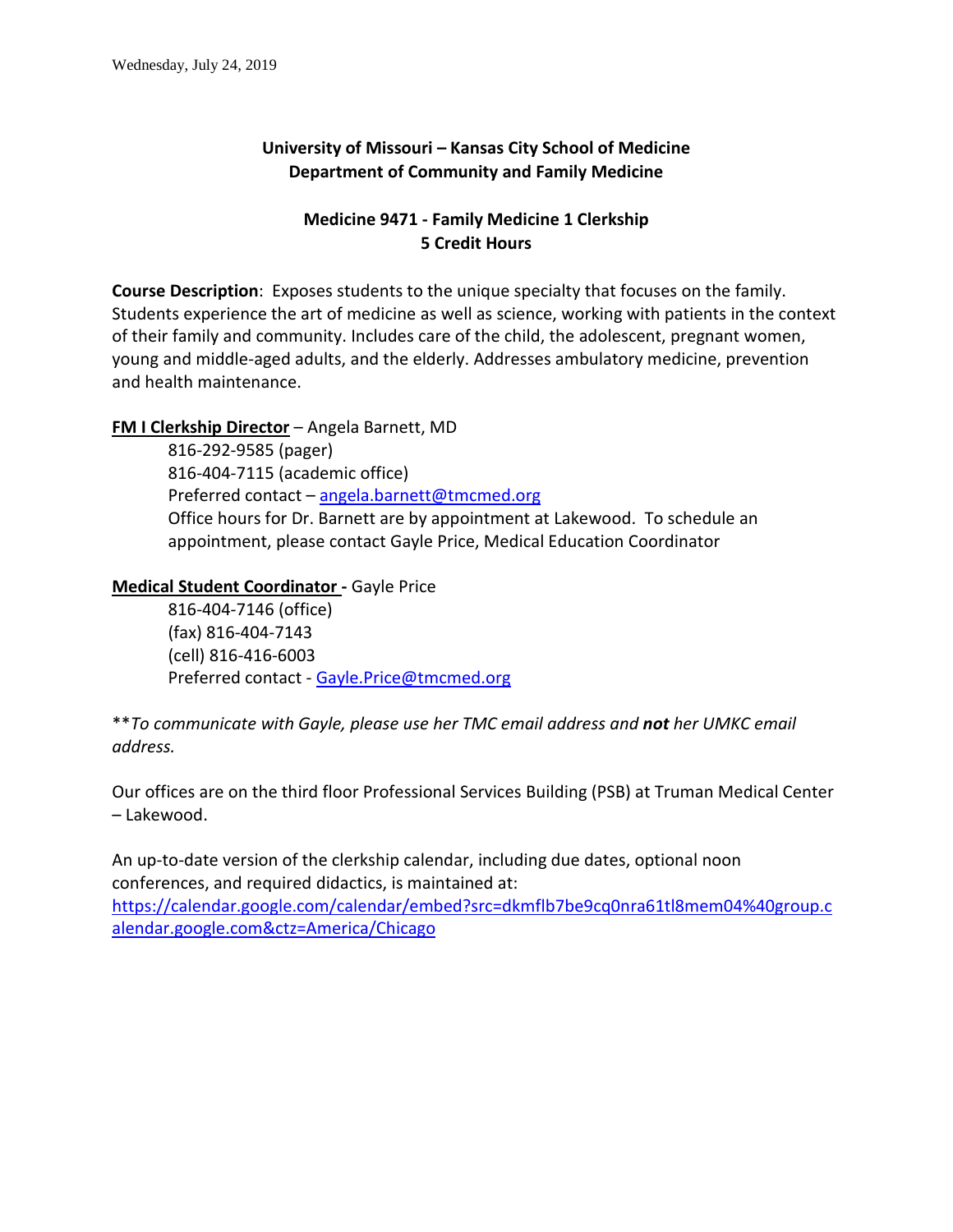Wednesday, July 24, 2019

**University of Missouri – Kansas City School of Medicine**
**Department of Community and Family Medicine**

**Medicine 9471 - Family Medicine 1 Clerkship**
**5 Credit Hours**

**Course Description**: Exposes students to the unique specialty that focuses on the family. Students experience the art of medicine as well as science, working with patients in the context of their family and community. Includes care of the child, the adolescent, pregnant women, young and middle-aged adults, and the elderly. Addresses ambulatory medicine, prevention and health maintenance.

**FM I Clerkship Director** – Angela Barnett, MD

816-292-9585 (pager)
816-404-7115 (academic office)
Preferred contact – angela.barnett@tmcmed.org
Office hours for Dr. Barnett are by appointment at Lakewood. To schedule an appointment, please contact Gayle Price, Medical Education Coordinator

**Medical Student Coordinator -** Gayle Price

816-404-7146 (office)
(fax) 816-404-7143
(cell) 816-416-6003
Preferred contact - Gayle.Price@tmcmed.org

***To communicate with Gayle, please use her TMC email address and **not** her UMKC email address.*

Our offices are on the third floor Professional Services Building (PSB) at Truman Medical Center – Lakewood.

An up-to-date version of the clerkship calendar, including due dates, optional noon conferences, and required didactics, is maintained at:
https://calendar.google.com/calendar/embed?src=dkmflb7be9cq0nra61tl8mem04%40group.calendar.google.com&ctz=America/Chicago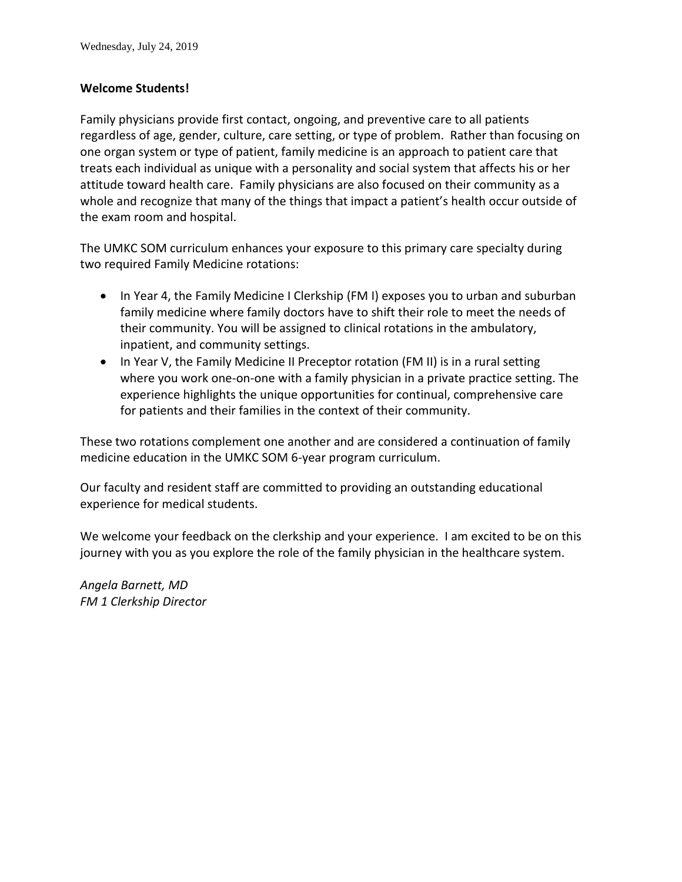Wednesday, July 24, 2019

**Welcome Students!**

Family physicians provide first contact, ongoing, and preventive care to all patients regardless of age, gender, culture, care setting, or type of problem. Rather than focusing on one organ system or type of patient, family medicine is an approach to patient care that treats each individual as unique with a personality and social system that affects his or her attitude toward health care. Family physicians are also focused on their community as a whole and recognize that many of the things that impact a patient's health occur outside of the exam room and hospital.

The UMKC SOM curriculum enhances your exposure to this primary care specialty during two required Family Medicine rotations:

- In Year 4, the Family Medicine I Clerkship (FM I) exposes you to urban and suburban family medicine where family doctors have to shift their role to meet the needs of their community. You will be assigned to clinical rotations in the ambulatory, inpatient, and community settings.
- In Year V, the Family Medicine II Preceptor rotation (FM II) is in a rural setting where you work one-on-one with a family physician in a private practice setting. The experience highlights the unique opportunities for continual, comprehensive care for patients and their families in the context of their community.

These two rotations complement one another and are considered a continuation of family medicine education in the UMKC SOM 6-year program curriculum.

Our faculty and resident staff are committed to providing an outstanding educational experience for medical students.

We welcome your feedback on the clerkship and your experience. I am excited to be on this journey with you as you explore the role of the family physician in the healthcare system.

*Angela Barnett, MD*
*FM 1 Clerkship Director*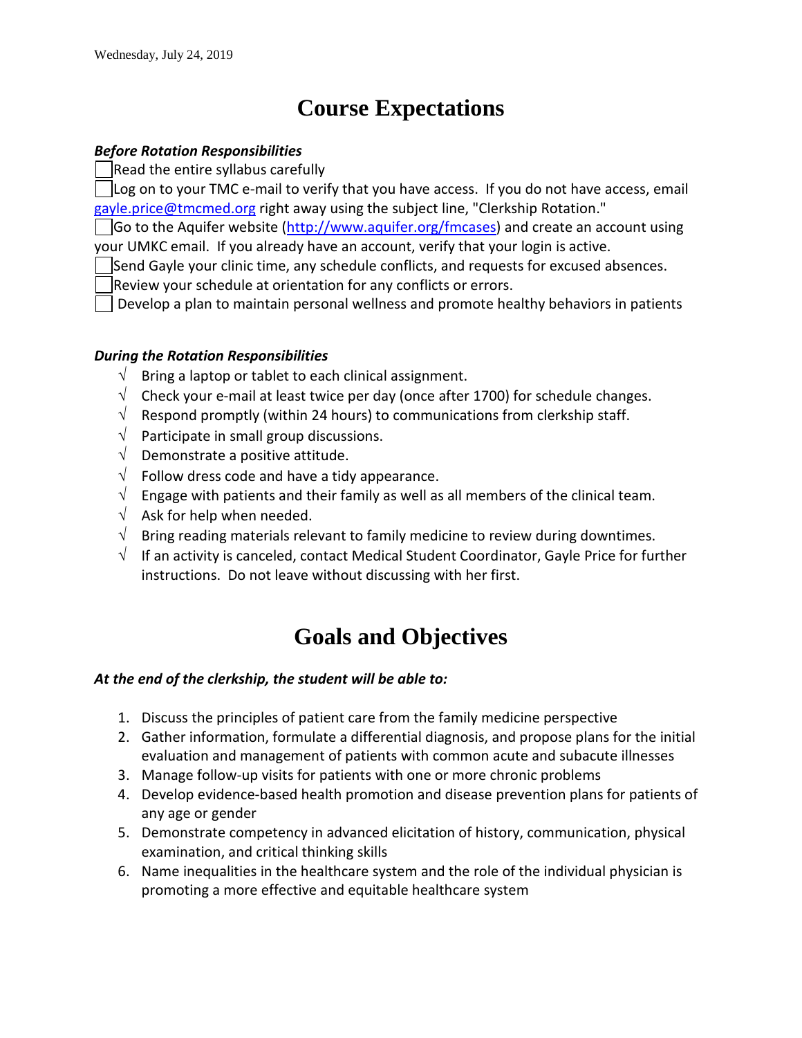# Course Expectations

***Before Rotation Responsibilities***

- [ ] Read the entire syllabus carefully
- [ ] Log on to your TMC e-mail to verify that you have access. If you do not have access, email gayle.price@tmcmed.org right away using the subject line, "Clerkship Rotation."
- [ ] Go to the Aquifer website (http://www.aquifer.org/fmcases) and create an account using your UMKC email. If you already have an account, verify that your login is active.
- [ ] Send Gayle your clinic time, any schedule conflicts, and requests for excused absences.
- [ ] Review your schedule at orientation for any conflicts or errors.
- [ ] Develop a plan to maintain personal wellness and promote healthy behaviors in patients

***During the Rotation Responsibilities***

- √ Bring a laptop or tablet to each clinical assignment.
- √ Check your e-mail at least twice per day (once after 1700) for schedule changes.
- √ Respond promptly (within 24 hours) to communications from clerkship staff.
- √ Participate in small group discussions.
- √ Demonstrate a positive attitude.
- √ Follow dress code and have a tidy appearance.
- √ Engage with patients and their family as well as all members of the clinical team.
- √ Ask for help when needed.
- √ Bring reading materials relevant to family medicine to review during downtimes.
- √ If an activity is canceled, contact Medical Student Coordinator, Gayle Price for further instructions. Do not leave without discussing with her first.

# Goals and Objectives

***At the end of the clerkship, the student will be able to:***

1. Discuss the principles of patient care from the family medicine perspective
2. Gather information, formulate a differential diagnosis, and propose plans for the initial evaluation and management of patients with common acute and subacute illnesses
3. Manage follow-up visits for patients with one or more chronic problems
4. Develop evidence-based health promotion and disease prevention plans for patients of any age or gender
5. Demonstrate competency in advanced elicitation of history, communication, physical examination, and critical thinking skills
6. Name inequalities in the healthcare system and the role of the individual physician is promoting a more effective and equitable healthcare system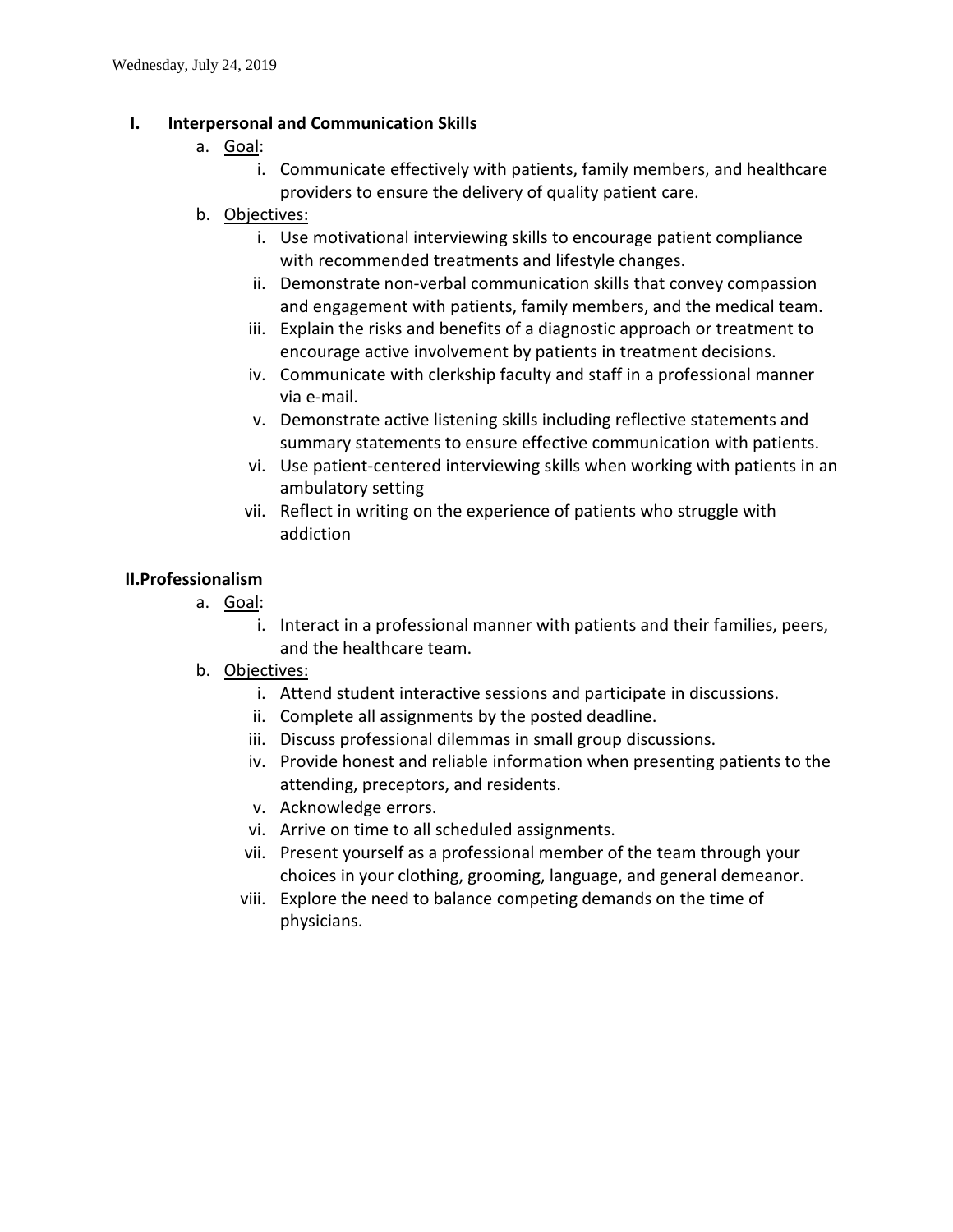## I. Interpersonal and Communication Skills

a. Goal:
   i. Communicate effectively with patients, family members, and healthcare providers to ensure the delivery of quality patient care.

b. Objectives:
   i. Use motivational interviewing skills to encourage patient compliance with recommended treatments and lifestyle changes.
   ii. Demonstrate non-verbal communication skills that convey compassion and engagement with patients, family members, and the medical team.
   iii. Explain the risks and benefits of a diagnostic approach or treatment to encourage active involvement by patients in treatment decisions.
   iv. Communicate with clerkship faculty and staff in a professional manner via e-mail.
   v. Demonstrate active listening skills including reflective statements and summary statements to ensure effective communication with patients.
   vi. Use patient-centered interviewing skills when working with patients in an ambulatory setting
   vii. Reflect in writing on the experience of patients who struggle with addiction

## II. Professionalism

a. Goal:
   i. Interact in a professional manner with patients and their families, peers, and the healthcare team.

b. Objectives:
   i. Attend student interactive sessions and participate in discussions.
   ii. Complete all assignments by the posted deadline.
   iii. Discuss professional dilemmas in small group discussions.
   iv. Provide honest and reliable information when presenting patients to the attending, preceptors, and residents.
   v. Acknowledge errors.
   vi. Arrive on time to all scheduled assignments.
   vii. Present yourself as a professional member of the team through your choices in your clothing, grooming, language, and general demeanor.
   viii. Explore the need to balance competing demands on the time of physicians.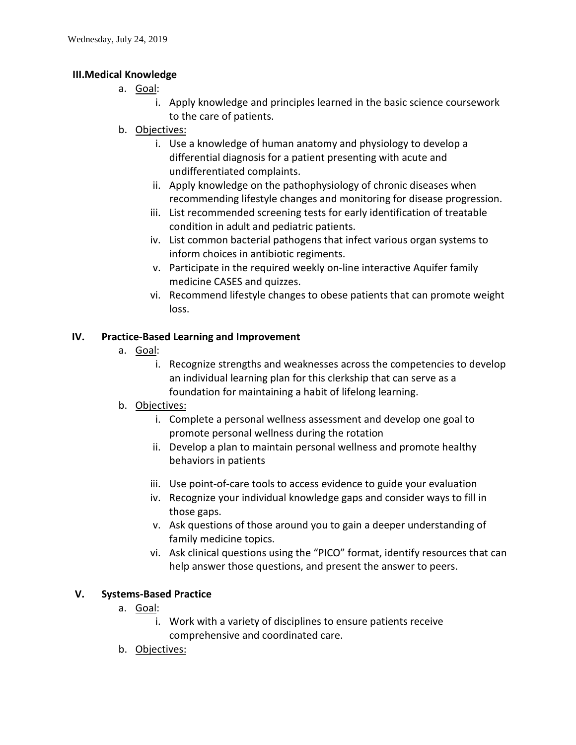## III. Medical Knowledge

a. Goal:
   i. Apply knowledge and principles learned in the basic science coursework to the care of patients.

b. Objectives:
   i. Use a knowledge of human anatomy and physiology to develop a differential diagnosis for a patient presenting with acute and undifferentiated complaints.
   ii. Apply knowledge on the pathophysiology of chronic diseases when recommending lifestyle changes and monitoring for disease progression.
   iii. List recommended screening tests for early identification of treatable condition in adult and pediatric patients.
   iv. List common bacterial pathogens that infect various organ systems to inform choices in antibiotic regiments.
   v. Participate in the required weekly on-line interactive Aquifer family medicine CASES and quizzes.
   vi. Recommend lifestyle changes to obese patients that can promote weight loss.

## IV. Practice-Based Learning and Improvement

a. Goal:
   i. Recognize strengths and weaknesses across the competencies to develop an individual learning plan for this clerkship that can serve as a foundation for maintaining a habit of lifelong learning.

b. Objectives:
   i. Complete a personal wellness assessment and develop one goal to promote personal wellness during the rotation
   ii. Develop a plan to maintain personal wellness and promote healthy behaviors in patients
   iii. Use point-of-care tools to access evidence to guide your evaluation
   iv. Recognize your individual knowledge gaps and consider ways to fill in those gaps.
   v. Ask questions of those around you to gain a deeper understanding of family medicine topics.
   vi. Ask clinical questions using the "PICO" format, identify resources that can help answer those questions, and present the answer to peers.

## V. Systems-Based Practice

a. Goal:
   i. Work with a variety of disciplines to ensure patients receive comprehensive and coordinated care.

b. Objectives: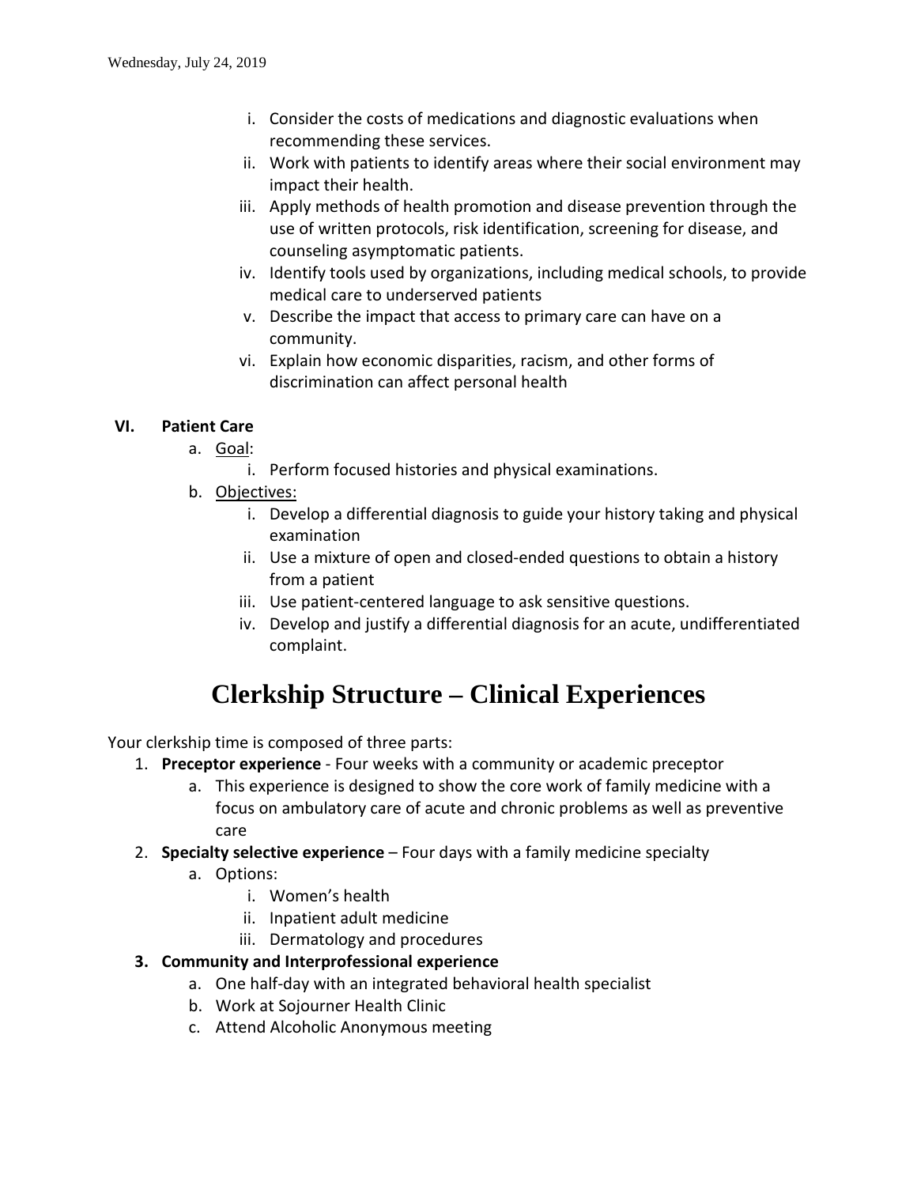i. Consider the costs of medications and diagnostic evaluations when recommending these services.
ii. Work with patients to identify areas where their social environment may impact their health.
iii. Apply methods of health promotion and disease prevention through the use of written protocols, risk identification, screening for disease, and counseling asymptomatic patients.
iv. Identify tools used by organizations, including medical schools, to provide medical care to underserved patients
v. Describe the impact that access to primary care can have on a community.
vi. Explain how economic disparities, racism, and other forms of discrimination can affect personal health

**VI. Patient Care**

a. Goal:
   i. Perform focused histories and physical examinations.

b. Objectives:
   i. Develop a differential diagnosis to guide your history taking and physical examination
   ii. Use a mixture of open and closed-ended questions to obtain a history from a patient
   iii. Use patient-centered language to ask sensitive questions.
   iv. Develop and justify a differential diagnosis for an acute, undifferentiated complaint.

# Clerkship Structure – Clinical Experiences

Your clerkship time is composed of three parts:

1. **Preceptor experience** - Four weeks with a community or academic preceptor
   a. This experience is designed to show the core work of family medicine with a focus on ambulatory care of acute and chronic problems as well as preventive care
2. **Specialty selective experience** – Four days with a family medicine specialty
   a. Options:
      i. Women's health
      ii. Inpatient adult medicine
      iii. Dermatology and procedures
3. **Community and Interprofessional experience**
   a. One half-day with an integrated behavioral health specialist
   b. Work at Sojourner Health Clinic
   c. Attend Alcoholic Anonymous meeting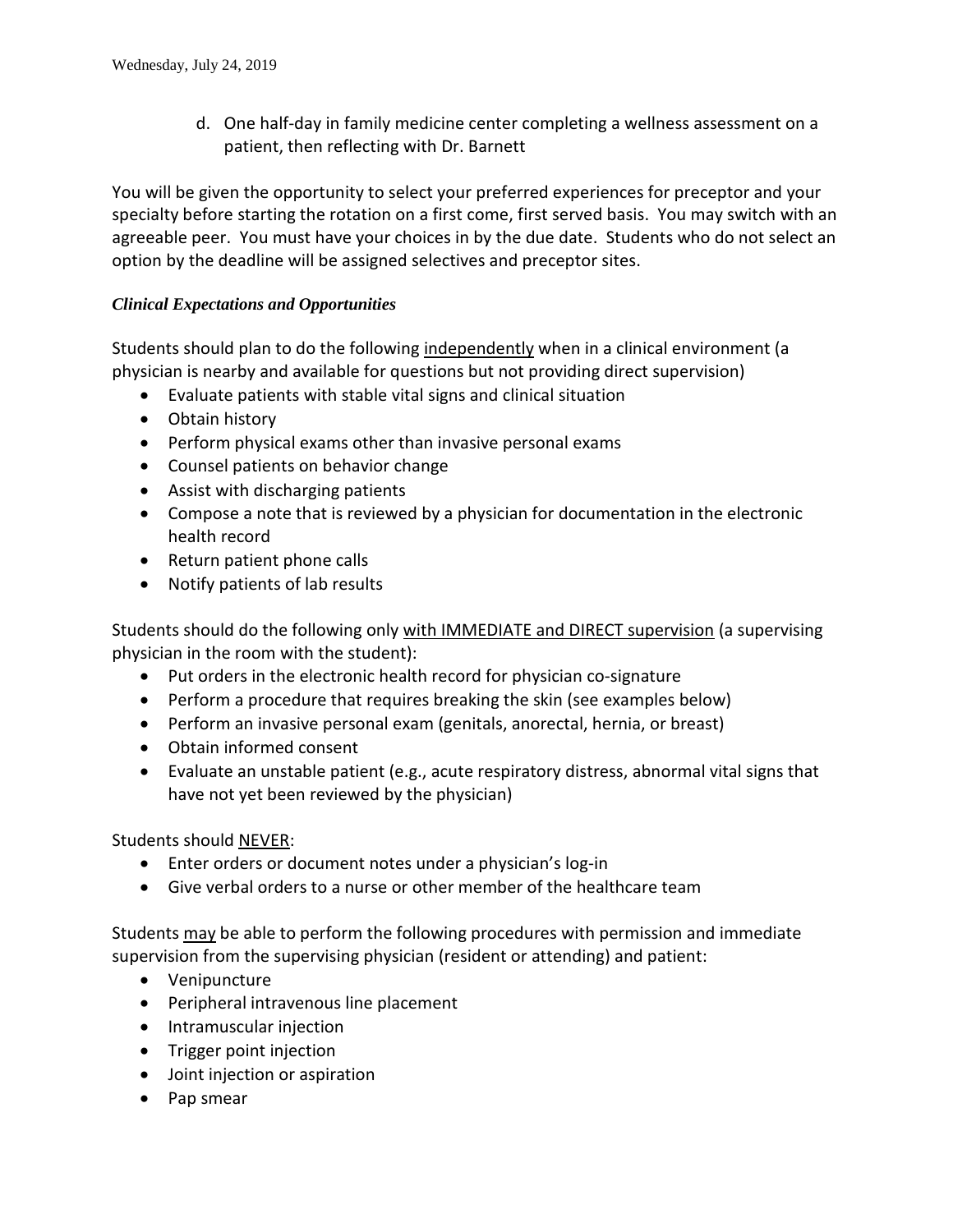d. One half-day in family medicine center completing a wellness assessment on a patient, then reflecting with Dr. Barnett

You will be given the opportunity to select your preferred experiences for preceptor and your specialty before starting the rotation on a first come, first served basis. You may switch with an agreeable peer. You must have your choices in by the due date. Students who do not select an option by the deadline will be assigned selectives and preceptor sites.

***Clinical Expectations and Opportunities***

Students should plan to do the following <u>independently</u> when in a clinical environment (a physician is nearby and available for questions but not providing direct supervision)

- Evaluate patients with stable vital signs and clinical situation
- Obtain history
- Perform physical exams other than invasive personal exams
- Counsel patients on behavior change
- Assist with discharging patients
- Compose a note that is reviewed by a physician for documentation in the electronic health record
- Return patient phone calls
- Notify patients of lab results

Students should do the following only <u>with IMMEDIATE and DIRECT supervision</u> (a supervising physician in the room with the student):

- Put orders in the electronic health record for physician co-signature
- Perform a procedure that requires breaking the skin (see examples below)
- Perform an invasive personal exam (genitals, anorectal, hernia, or breast)
- Obtain informed consent
- Evaluate an unstable patient (e.g., acute respiratory distress, abnormal vital signs that have not yet been reviewed by the physician)

Students should <u>NEVER</u>:

- Enter orders or document notes under a physician's log-in
- Give verbal orders to a nurse or other member of the healthcare team

Students <u>may</u> be able to perform the following procedures with permission and immediate supervision from the supervising physician (resident or attending) and patient:

- Venipuncture
- Peripheral intravenous line placement
- Intramuscular injection
- Trigger point injection
- Joint injection or aspiration
- Pap smear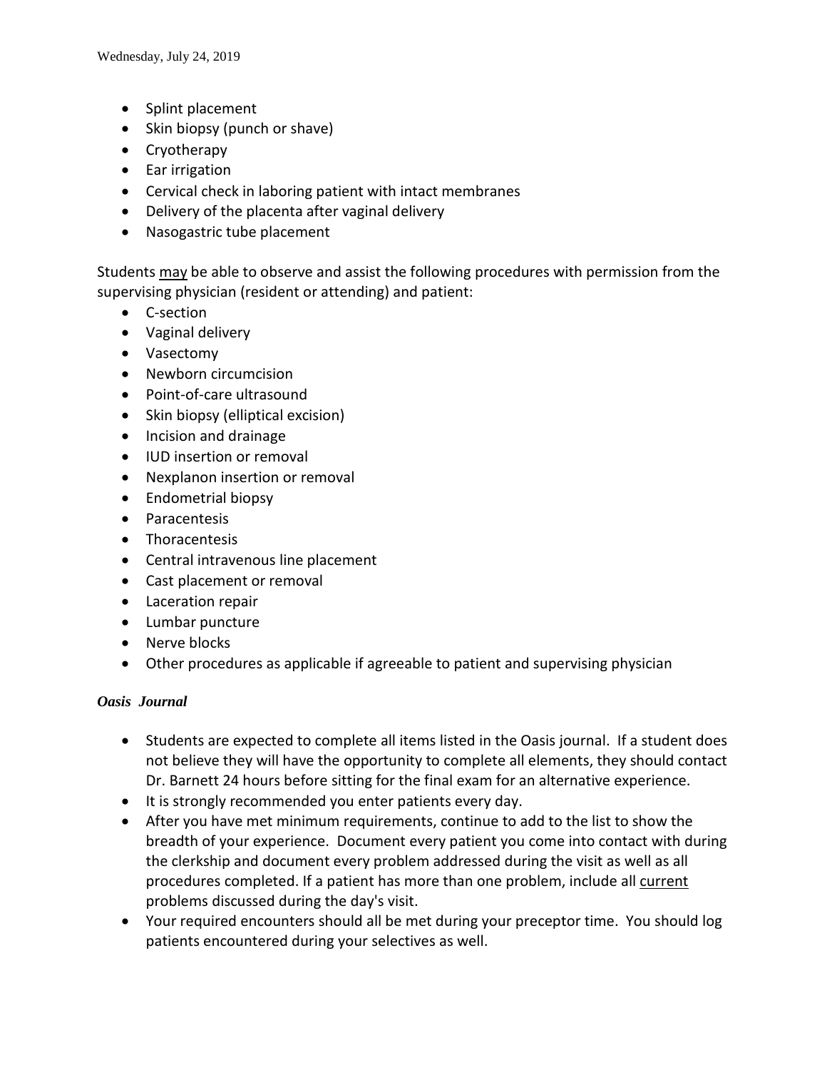- Splint placement
- Skin biopsy (punch or shave)
- Cryotherapy
- Ear irrigation
- Cervical check in laboring patient with intact membranes
- Delivery of the placenta after vaginal delivery
- Nasogastric tube placement

Students may be able to observe and assist the following procedures with permission from the supervising physician (resident or attending) and patient:

- C-section
- Vaginal delivery
- Vasectomy
- Newborn circumcision
- Point-of-care ultrasound
- Skin biopsy (elliptical excision)
- Incision and drainage
- IUD insertion or removal
- Nexplanon insertion or removal
- Endometrial biopsy
- Paracentesis
- Thoracentesis
- Central intravenous line placement
- Cast placement or removal
- Laceration repair
- Lumbar puncture
- Nerve blocks
- Other procedures as applicable if agreeable to patient and supervising physician

***Oasis Journal***

- Students are expected to complete all items listed in the Oasis journal. If a student does not believe they will have the opportunity to complete all elements, they should contact Dr. Barnett 24 hours before sitting for the final exam for an alternative experience.
- It is strongly recommended you enter patients every day.
- After you have met minimum requirements, continue to add to the list to show the breadth of your experience. Document every patient you come into contact with during the clerkship and document every problem addressed during the visit as well as all procedures completed. If a patient has more than one problem, include all current problems discussed during the day's visit.
- Your required encounters should all be met during your preceptor time. You should log patients encountered during your selectives as well.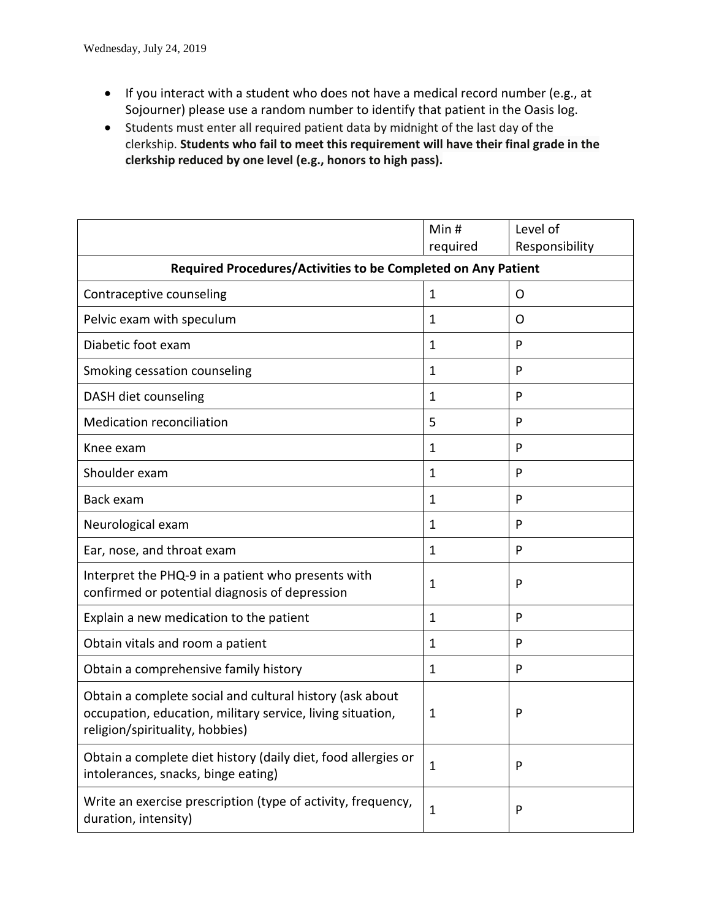- If you interact with a student who does not have a medical record number (e.g., at Sojourner) please use a random number to identify that patient in the Oasis log.
- Students must enter all required patient data by midnight of the last day of the clerkship. **Students who fail to meet this requirement will have their final grade in the clerkship reduced by one level (e.g., honors to high pass).**

| | Min # required | Level of Responsibility |
|---|---|---|
| **Required Procedures/Activities to be Completed on Any Patient** | | |
| Contraceptive counseling | 1 | O |
| Pelvic exam with speculum | 1 | O |
| Diabetic foot exam | 1 | P |
| Smoking cessation counseling | 1 | P |
| DASH diet counseling | 1 | P |
| Medication reconciliation | 5 | P |
| Knee exam | 1 | P |
| Shoulder exam | 1 | P |
| Back exam | 1 | P |
| Neurological exam | 1 | P |
| Ear, nose, and throat exam | 1 | P |
| Interpret the PHQ-9 in a patient who presents with confirmed or potential diagnosis of depression | 1 | P |
| Explain a new medication to the patient | 1 | P |
| Obtain vitals and room a patient | 1 | P |
| Obtain a comprehensive family history | 1 | P |
| Obtain a complete social and cultural history (ask about occupation, education, military service, living situation, religion/spirituality, hobbies) | 1 | P |
| Obtain a complete diet history (daily diet, food allergies or intolerances, snacks, binge eating) | 1 | P |
| Write an exercise prescription (type of activity, frequency, duration, intensity) | 1 | P |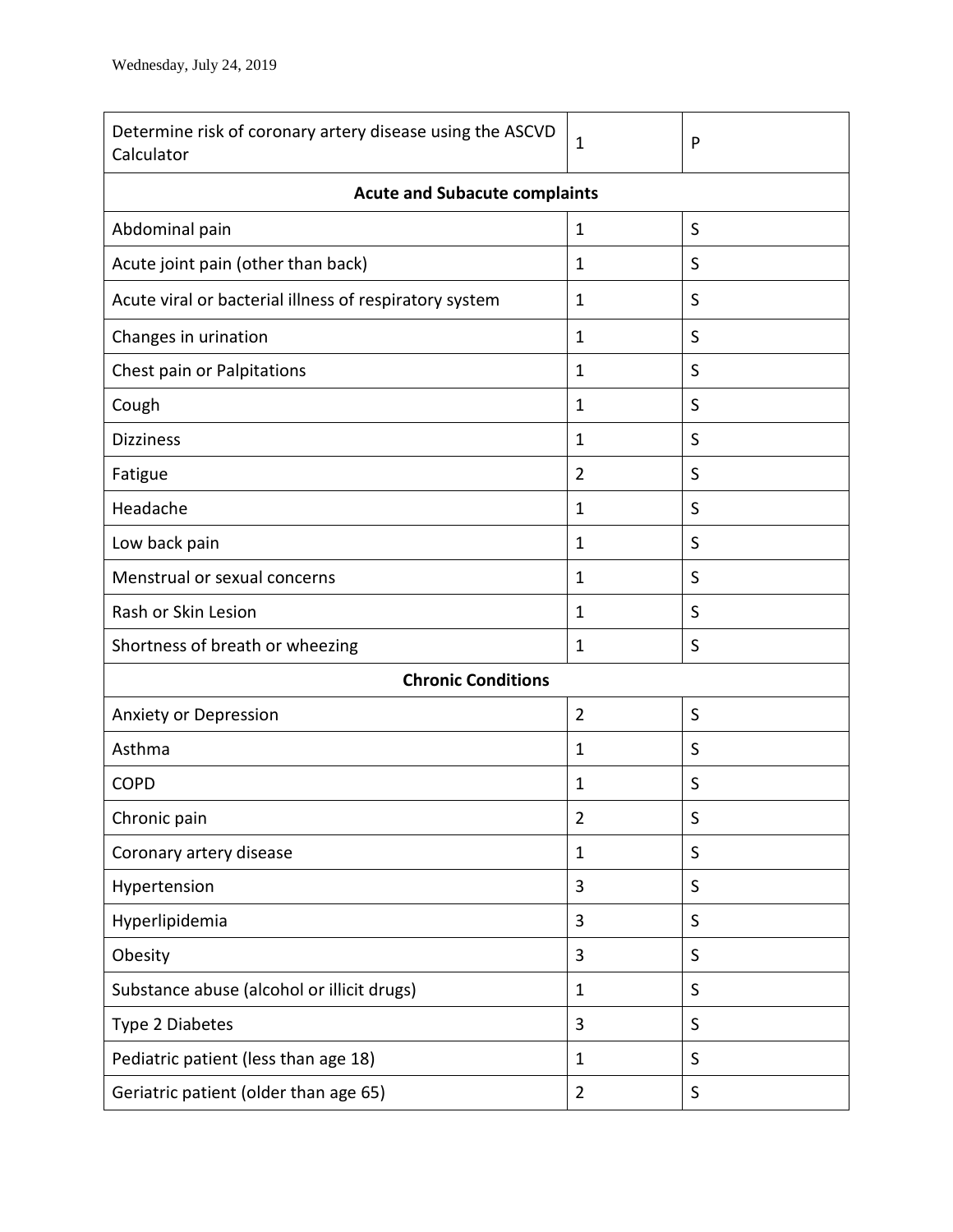Wednesday, July 24, 2019

| | | |
|---|---|---|
| Determine risk of coronary artery disease using the ASCVD Calculator | 1 | P |
| **Acute and Subacute complaints** | | |
| Abdominal pain | 1 | S |
| Acute joint pain (other than back) | 1 | S |
| Acute viral or bacterial illness of respiratory system | 1 | S |
| Changes in urination | 1 | S |
| Chest pain or Palpitations | 1 | S |
| Cough | 1 | S |
| Dizziness | 1 | S |
| Fatigue | 2 | S |
| Headache | 1 | S |
| Low back pain | 1 | S |
| Menstrual or sexual concerns | 1 | S |
| Rash or Skin Lesion | 1 | S |
| Shortness of breath or wheezing | 1 | S |
| **Chronic Conditions** | | |
| Anxiety or Depression | 2 | S |
| Asthma | 1 | S |
| COPD | 1 | S |
| Chronic pain | 2 | S |
| Coronary artery disease | 1 | S |
| Hypertension | 3 | S |
| Hyperlipidemia | 3 | S |
| Obesity | 3 | S |
| Substance abuse (alcohol or illicit drugs) | 1 | S |
| Type 2 Diabetes | 3 | S |
| Pediatric patient (less than age 18) | 1 | S |
| Geriatric patient (older than age 65) | 2 | S |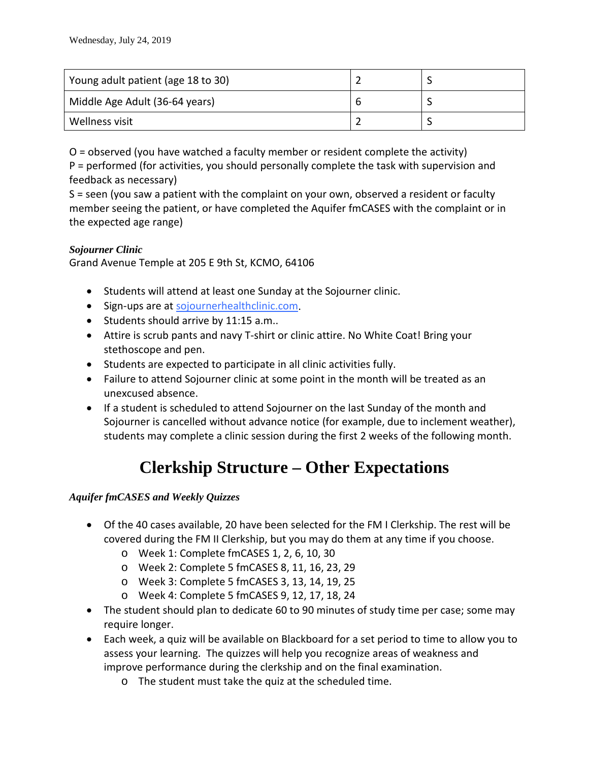| Young adult patient (age 18 to 30) | 2 | S |
|---|---|---|
| Middle Age Adult (36-64 years) | 6 | S |
| Wellness visit | 2 | S |

O = observed (you have watched a faculty member or resident complete the activity)
P = performed (for activities, you should personally complete the task with supervision and feedback as necessary)
S = seen (you saw a patient with the complaint on your own, observed a resident or faculty member seeing the patient, or have completed the Aquifer fmCASES with the complaint or in the expected age range)

***Sojourner Clinic***
Grand Avenue Temple at 205 E 9th St, KCMO, 64106

- Students will attend at least one Sunday at the Sojourner clinic.
- Sign-ups are at sojournerhealthclinic.com.
- Students should arrive by 11:15 a.m..
- Attire is scrub pants and navy T-shirt or clinic attire. No White Coat! Bring your stethoscope and pen.
- Students are expected to participate in all clinic activities fully.
- Failure to attend Sojourner clinic at some point in the month will be treated as an unexcused absence.
- If a student is scheduled to attend Sojourner on the last Sunday of the month and Sojourner is cancelled without advance notice (for example, due to inclement weather), students may complete a clinic session during the first 2 weeks of the following month.

# Clerkship Structure – Other Expectations

***Aquifer fmCASES and Weekly Quizzes***

- Of the 40 cases available, 20 have been selected for the FM I Clerkship. The rest will be covered during the FM II Clerkship, but you may do them at any time if you choose.
  - Week 1: Complete fmCASES 1, 2, 6, 10, 30
  - Week 2: Complete 5 fmCASES 8, 11, 16, 23, 29
  - Week 3: Complete 5 fmCASES 3, 13, 14, 19, 25
  - Week 4: Complete 5 fmCASES 9, 12, 17, 18, 24
- The student should plan to dedicate 60 to 90 minutes of study time per case; some may require longer.
- Each week, a quiz will be available on Blackboard for a set period to time to allow you to assess your learning. The quizzes will help you recognize areas of weakness and improve performance during the clerkship and on the final examination.
  - The student must take the quiz at the scheduled time.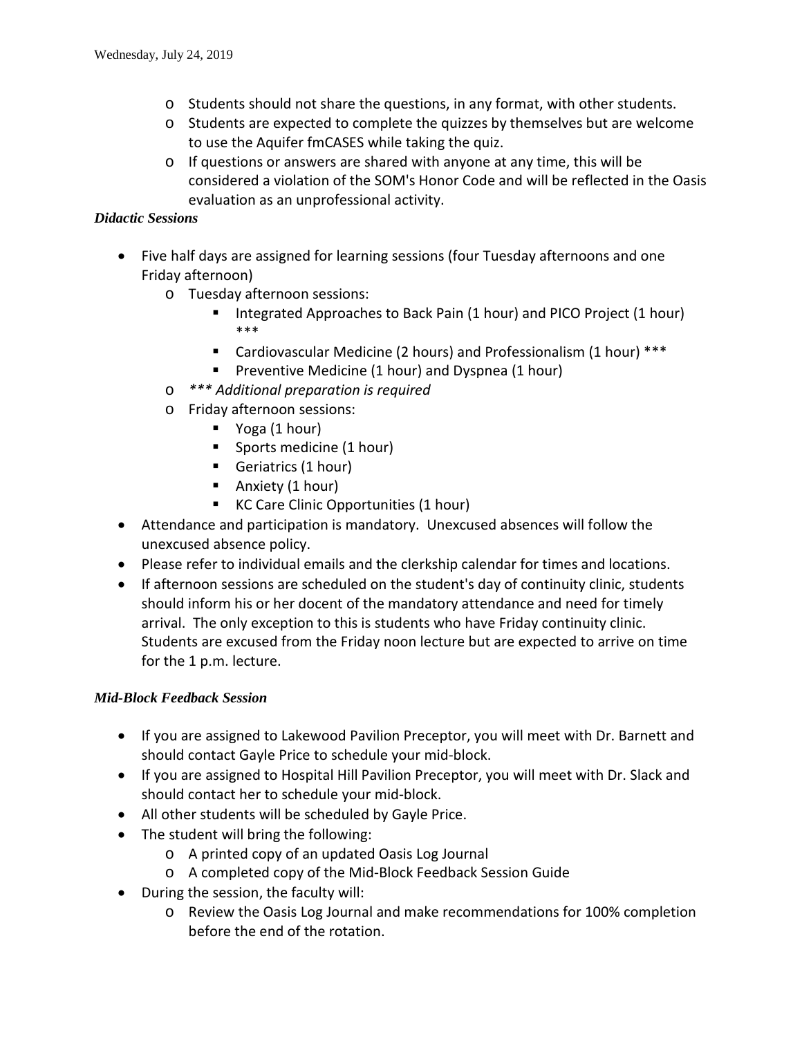- Students should not share the questions, in any format, with other students.
  - Students are expected to complete the quizzes by themselves but are welcome to use the Aquifer fmCASES while taking the quiz.
  - If questions or answers are shared with anyone at any time, this will be considered a violation of the SOM's Honor Code and will be reflected in the Oasis evaluation as an unprofessional activity.

***Didactic Sessions***

- Five half days are assigned for learning sessions (four Tuesday afternoons and one Friday afternoon)
  - Tuesday afternoon sessions:
    - Integrated Approaches to Back Pain (1 hour) and PICO Project (1 hour) ***
    - Cardiovascular Medicine (2 hours) and Professionalism (1 hour) ***
    - Preventive Medicine (1 hour) and Dyspnea (1 hour)
  - *\*\*\* Additional preparation is required*
  - Friday afternoon sessions:
    - Yoga (1 hour)
    - Sports medicine (1 hour)
    - Geriatrics (1 hour)
    - Anxiety (1 hour)
    - KC Care Clinic Opportunities (1 hour)
- Attendance and participation is mandatory. Unexcused absences will follow the unexcused absence policy.
- Please refer to individual emails and the clerkship calendar for times and locations.
- If afternoon sessions are scheduled on the student's day of continuity clinic, students should inform his or her docent of the mandatory attendance and need for timely arrival. The only exception to this is students who have Friday continuity clinic. Students are excused from the Friday noon lecture but are expected to arrive on time for the 1 p.m. lecture.

***Mid-Block Feedback Session***

- If you are assigned to Lakewood Pavilion Preceptor, you will meet with Dr. Barnett and should contact Gayle Price to schedule your mid-block.
- If you are assigned to Hospital Hill Pavilion Preceptor, you will meet with Dr. Slack and should contact her to schedule your mid-block.
- All other students will be scheduled by Gayle Price.
- The student will bring the following:
  - A printed copy of an updated Oasis Log Journal
  - A completed copy of the Mid-Block Feedback Session Guide
- During the session, the faculty will:
  - Review the Oasis Log Journal and make recommendations for 100% completion before the end of the rotation.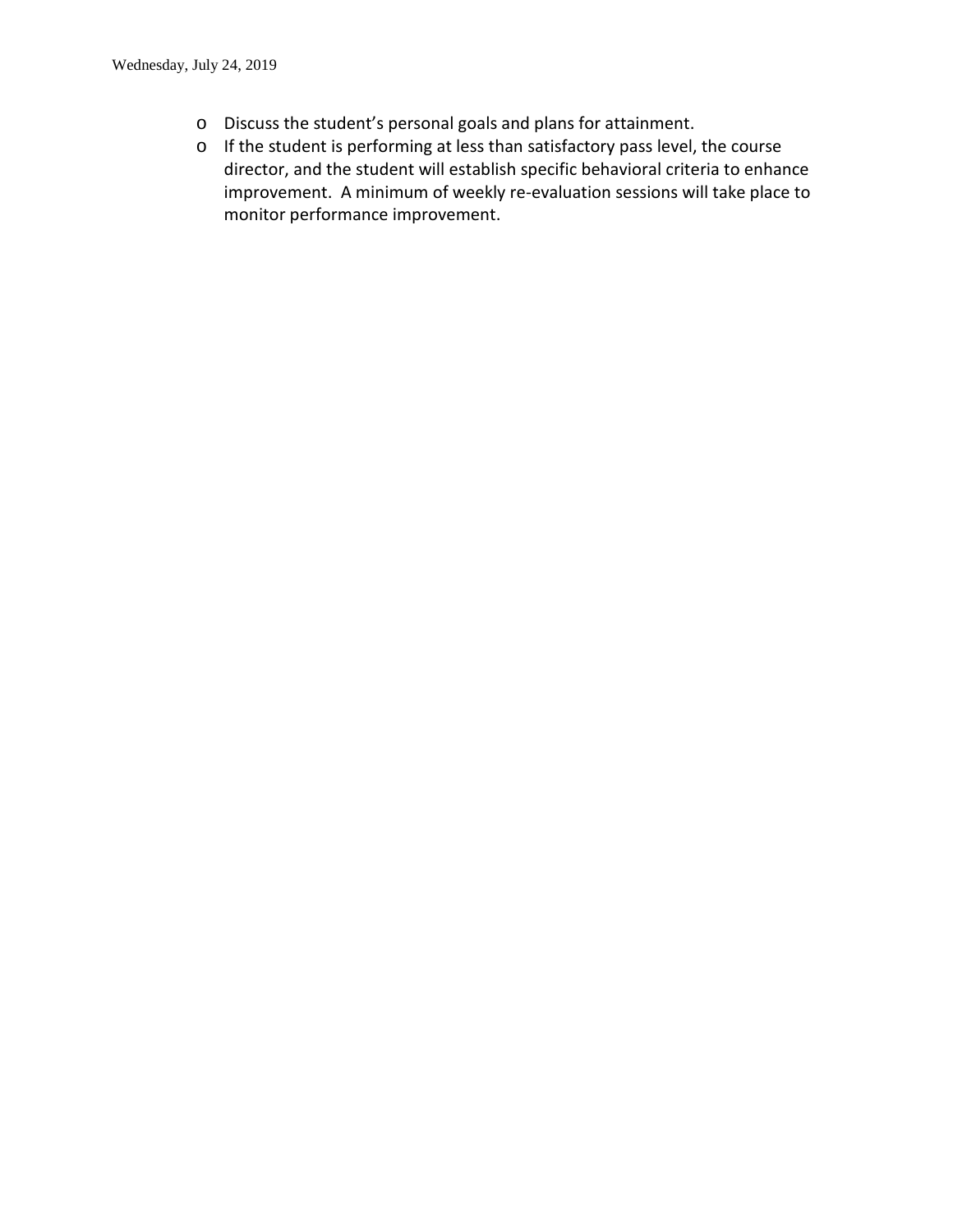- Discuss the student’s personal goals and plans for attainment.
- If the student is performing at less than satisfactory pass level, the course director, and the student will establish specific behavioral criteria to enhance improvement.  A minimum of weekly re-evaluation sessions will take place to monitor performance improvement.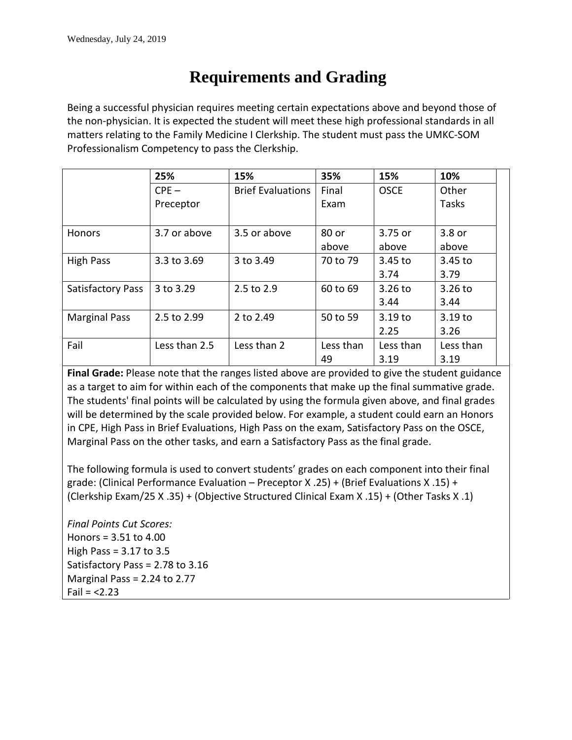# Requirements and Grading

Being a successful physician requires meeting certain expectations above and beyond those of the non-physician. It is expected the student will meet these high professional standards in all matters relating to the Family Medicine I Clerkship. The student must pass the UMKC-SOM Professionalism Competency to pass the Clerkship.

| | **25%** | **15%** | **35%** | **15%** | **10%** |
|---|---|---|---|---|---|
| | CPE – Preceptor | Brief Evaluations | Final Exam | OSCE | Other Tasks |
| Honors | 3.7 or above | 3.5 or above | 80 or above | 3.75 or above | 3.8 or above |
| High Pass | 3.3 to 3.69 | 3 to 3.49 | 70 to 79 | 3.45 to 3.74 | 3.45 to 3.79 |
| Satisfactory Pass | 3 to 3.29 | 2.5 to 2.9 | 60 to 69 | 3.26 to 3.44 | 3.26 to 3.44 |
| Marginal Pass | 2.5 to 2.99 | 2 to 2.49 | 50 to 59 | 3.19 to 2.25 | 3.19 to 3.26 |
| Fail | Less than 2.5 | Less than 2 | Less than 49 | Less than 3.19 | Less than 3.19 |

**Final Grade:** Please note that the ranges listed above are provided to give the student guidance as a target to aim for within each of the components that make up the final summative grade. The students' final points will be calculated by using the formula given above, and final grades will be determined by the scale provided below. For example, a student could earn an Honors in CPE, High Pass in Brief Evaluations, High Pass on the exam, Satisfactory Pass on the OSCE, Marginal Pass on the other tasks, and earn a Satisfactory Pass as the final grade.

The following formula is used to convert students' grades on each component into their final grade: (Clinical Performance Evaluation – Preceptor X .25) + (Brief Evaluations X .15) + (Clerkship Exam/25 X .35) + (Objective Structured Clinical Exam X .15) + (Other Tasks X .1)

*Final Points Cut Scores:*
Honors = 3.51 to 4.00
High Pass = 3.17 to 3.5
Satisfactory Pass = 2.78 to 3.16
Marginal Pass = 2.24 to 2.77
Fail = <2.23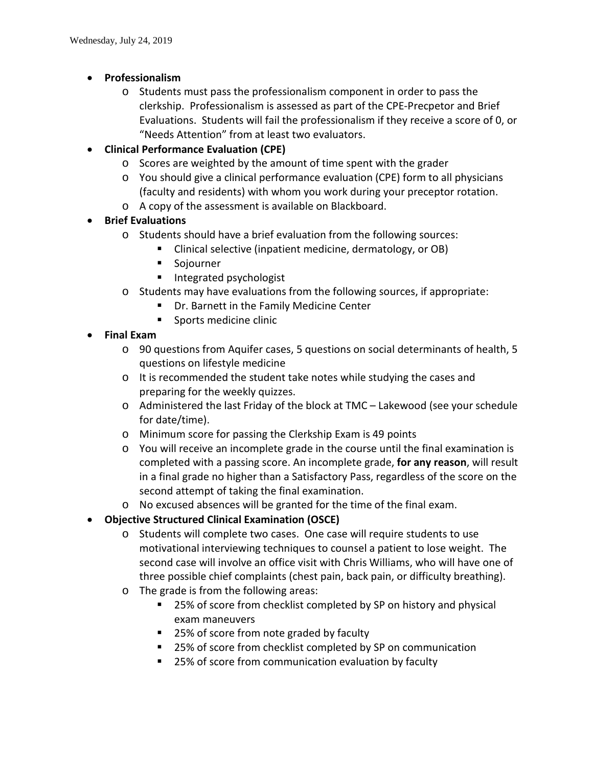- **Professionalism**
  - Students must pass the professionalism component in order to pass the clerkship. Professionalism is assessed as part of the CPE-Precpetor and Brief Evaluations. Students will fail the professionalism if they receive a score of 0, or "Needs Attention" from at least two evaluators.
- **Clinical Performance Evaluation (CPE)**
  - Scores are weighted by the amount of time spent with the grader
  - You should give a clinical performance evaluation (CPE) form to all physicians (faculty and residents) with whom you work during your preceptor rotation.
  - A copy of the assessment is available on Blackboard.
- **Brief Evaluations**
  - Students should have a brief evaluation from the following sources:
    - Clinical selective (inpatient medicine, dermatology, or OB)
    - Sojourner
    - Integrated psychologist
  - Students may have evaluations from the following sources, if appropriate:
    - Dr. Barnett in the Family Medicine Center
    - Sports medicine clinic
- **Final Exam**
  - 90 questions from Aquifer cases, 5 questions on social determinants of health, 5 questions on lifestyle medicine
  - It is recommended the student take notes while studying the cases and preparing for the weekly quizzes.
  - Administered the last Friday of the block at TMC – Lakewood (see your schedule for date/time).
  - Minimum score for passing the Clerkship Exam is 49 points
  - You will receive an incomplete grade in the course until the final examination is completed with a passing score. An incomplete grade, **for any reason**, will result in a final grade no higher than a Satisfactory Pass, regardless of the score on the second attempt of taking the final examination.
  - No excused absences will be granted for the time of the final exam.
- **Objective Structured Clinical Examination (OSCE)**
  - Students will complete two cases. One case will require students to use motivational interviewing techniques to counsel a patient to lose weight. The second case will involve an office visit with Chris Williams, who will have one of three possible chief complaints (chest pain, back pain, or difficulty breathing).
  - The grade is from the following areas:
    - 25% of score from checklist completed by SP on history and physical exam maneuvers
    - 25% of score from note graded by faculty
    - 25% of score from checklist completed by SP on communication
    - 25% of score from communication evaluation by faculty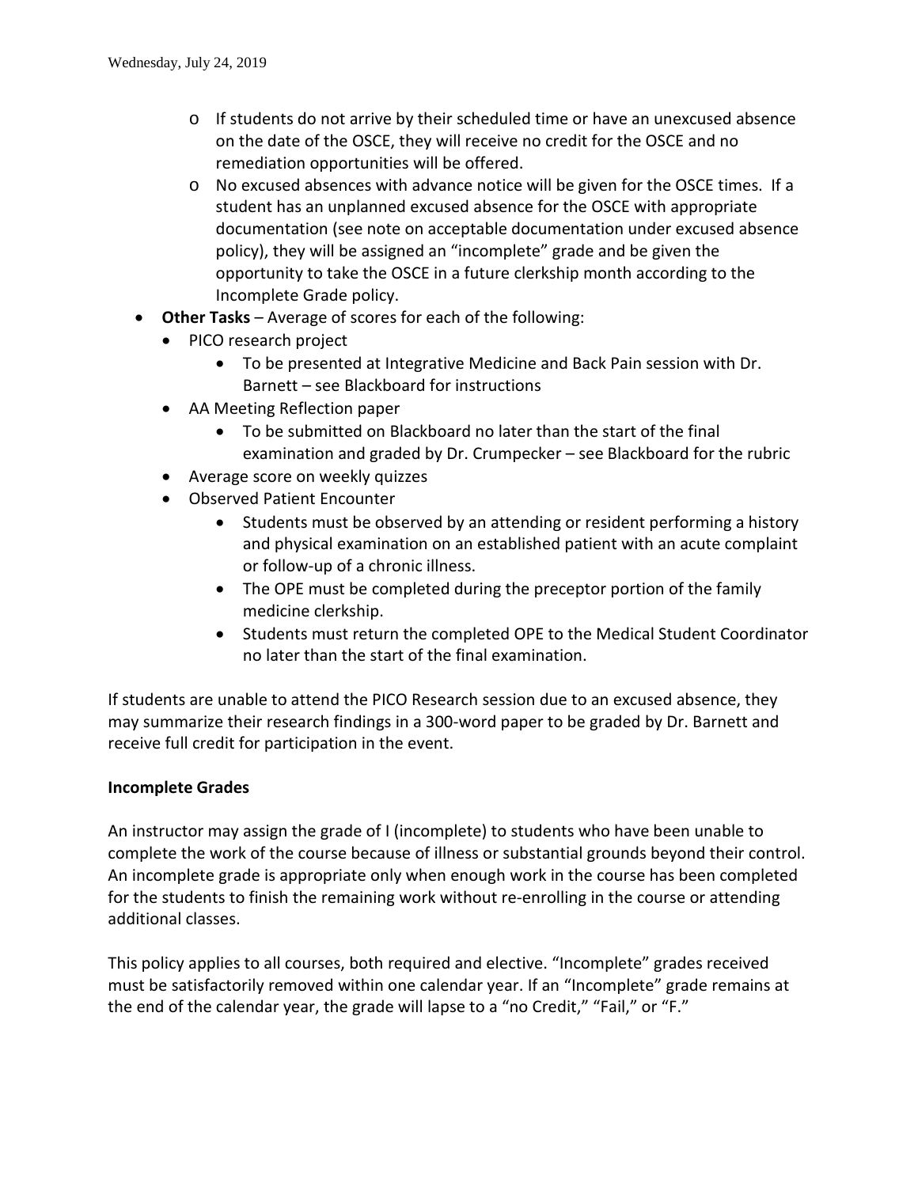- If students do not arrive by their scheduled time or have an unexcused absence on the date of the OSCE, they will receive no credit for the OSCE and no remediation opportunities will be offered.
- No excused absences with advance notice will be given for the OSCE times. If a student has an unplanned excused absence for the OSCE with appropriate documentation (see note on acceptable documentation under excused absence policy), they will be assigned an "incomplete" grade and be given the opportunity to take the OSCE in a future clerkship month according to the Incomplete Grade policy.

- **Other Tasks** – Average of scores for each of the following:
  - PICO research project
    - To be presented at Integrative Medicine and Back Pain session with Dr. Barnett – see Blackboard for instructions
  - AA Meeting Reflection paper
    - To be submitted on Blackboard no later than the start of the final examination and graded by Dr. Crumpecker – see Blackboard for the rubric
  - Average score on weekly quizzes
  - Observed Patient Encounter
    - Students must be observed by an attending or resident performing a history and physical examination on an established patient with an acute complaint or follow-up of a chronic illness.
    - The OPE must be completed during the preceptor portion of the family medicine clerkship.
    - Students must return the completed OPE to the Medical Student Coordinator no later than the start of the final examination.

If students are unable to attend the PICO Research session due to an excused absence, they may summarize their research findings in a 300-word paper to be graded by Dr. Barnett and receive full credit for participation in the event.

**Incomplete Grades**

An instructor may assign the grade of I (incomplete) to students who have been unable to complete the work of the course because of illness or substantial grounds beyond their control. An incomplete grade is appropriate only when enough work in the course has been completed for the students to finish the remaining work without re-enrolling in the course or attending additional classes.

This policy applies to all courses, both required and elective. "Incomplete" grades received must be satisfactorily removed within one calendar year. If an "Incomplete" grade remains at the end of the calendar year, the grade will lapse to a "no Credit," "Fail," or "F."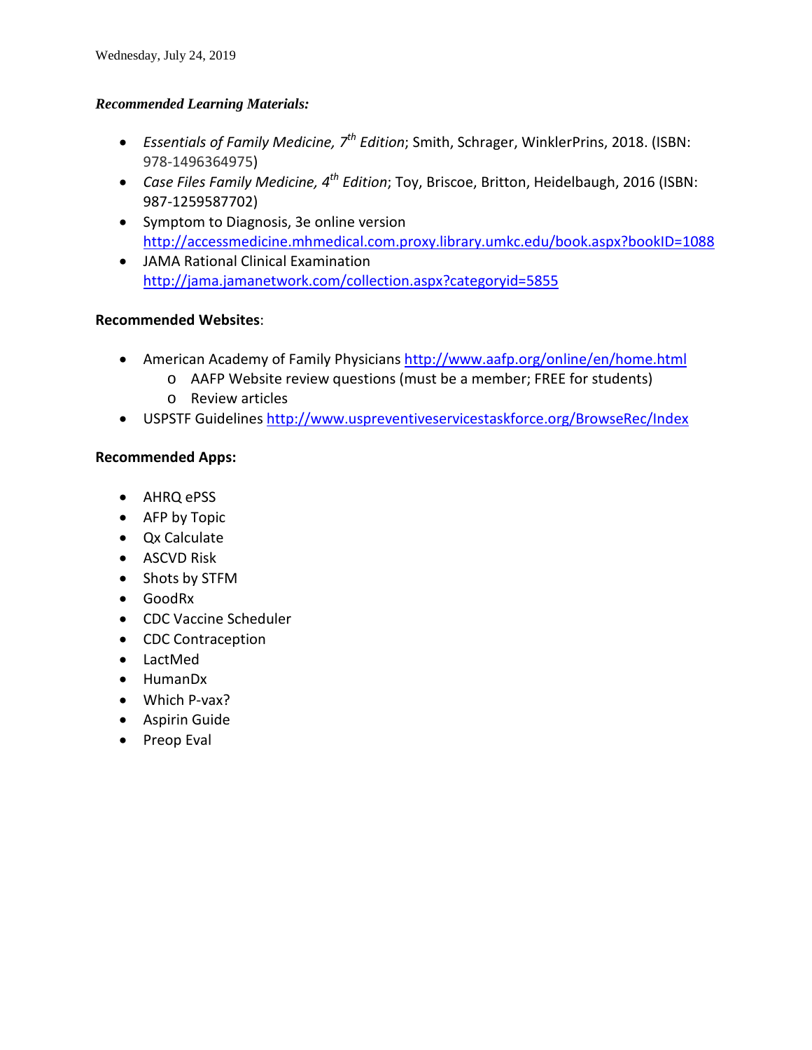Wednesday, July 24, 2019

***Recommended Learning Materials:***

- *Essentials of Family Medicine, 7th Edition*; Smith, Schrager, WinklerPrins, 2018. (ISBN: 978-1496364975)
- *Case Files Family Medicine, 4th Edition*; Toy, Briscoe, Britton, Heidelbaugh, 2016 (ISBN: 987-1259587702)
- Symptom to Diagnosis, 3e online version http://accessmedicine.mhmedical.com.proxy.library.umkc.edu/book.aspx?bookID=1088
- JAMA Rational Clinical Examination http://jama.jamanetwork.com/collection.aspx?categoryid=5855

**Recommended Websites**:

- American Academy of Family Physicians http://www.aafp.org/online/en/home.html
  - AAFP Website review questions (must be a member; FREE for students)
  - Review articles
- USPSTF Guidelines http://www.uspreventiveservicestaskforce.org/BrowseRec/Index

**Recommended Apps:**

- AHRQ ePSS
- AFP by Topic
- Qx Calculate
- ASCVD Risk
- Shots by STFM
- GoodRx
- CDC Vaccine Scheduler
- CDC Contraception
- LactMed
- HumanDx
- Which P-vax?
- Aspirin Guide
- Preop Eval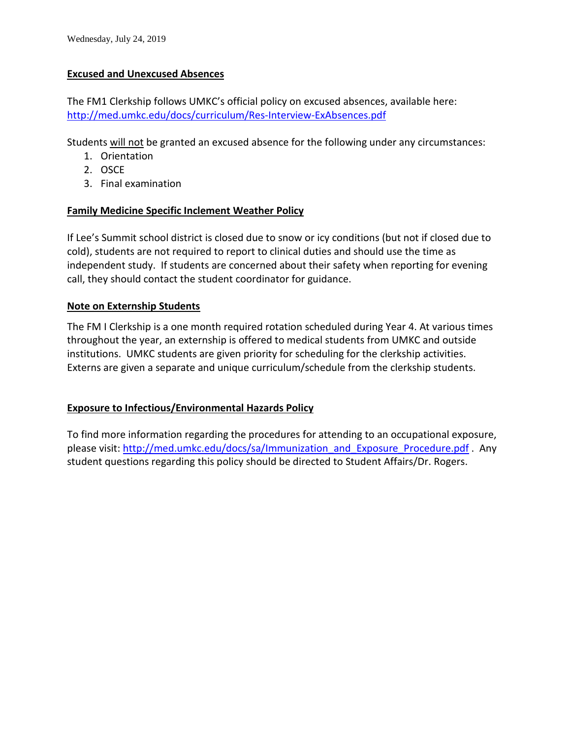## Excused and Unexcused Absences

The FM1 Clerkship follows UMKC's official policy on excused absences, available here: http://med.umkc.edu/docs/curriculum/Res-Interview-ExAbsences.pdf

Students will not be granted an excused absence for the following under any circumstances:

1. Orientation
2. OSCE
3. Final examination

## Family Medicine Specific Inclement Weather Policy

If Lee's Summit school district is closed due to snow or icy conditions (but not if closed due to cold), students are not required to report to clinical duties and should use the time as independent study. If students are concerned about their safety when reporting for evening call, they should contact the student coordinator for guidance.

## Note on Externship Students

The FM I Clerkship is a one month required rotation scheduled during Year 4. At various times throughout the year, an externship is offered to medical students from UMKC and outside institutions. UMKC students are given priority for scheduling for the clerkship activities. Externs are given a separate and unique curriculum/schedule from the clerkship students.

## Exposure to Infectious/Environmental Hazards Policy

To find more information regarding the procedures for attending to an occupational exposure, please visit: http://med.umkc.edu/docs/sa/Immunization_and_Exposure_Procedure.pdf . Any student questions regarding this policy should be directed to Student Affairs/Dr. Rogers.